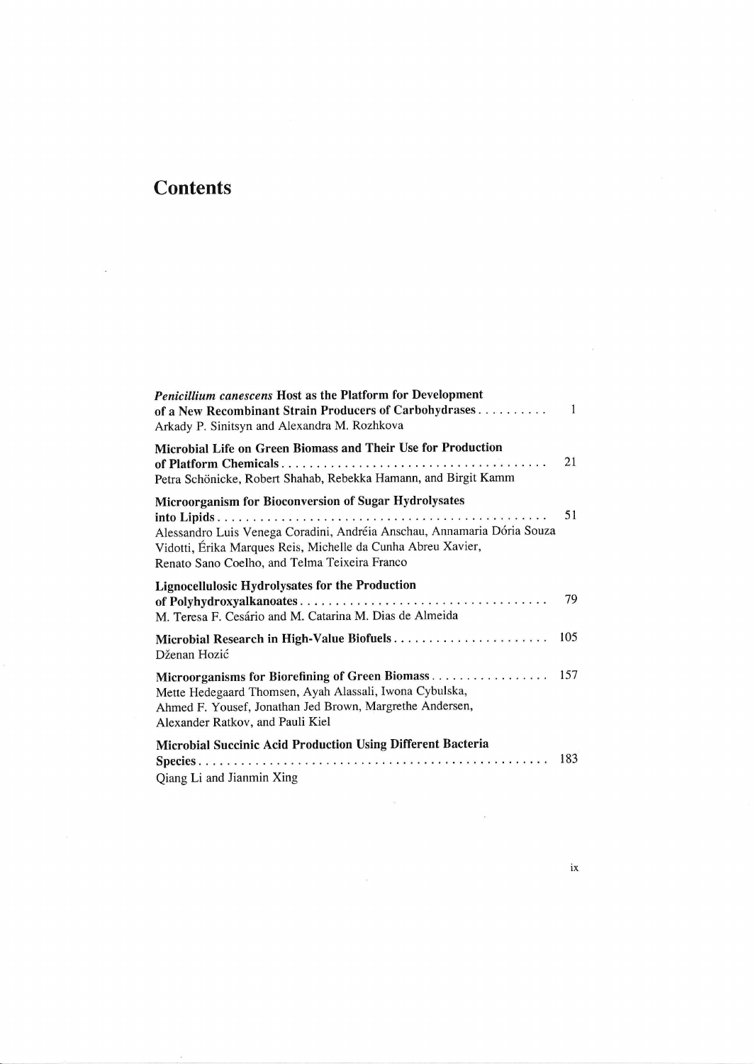# Contents

***Penicillium canescens*** **Host as the Platform for Development of a New Recombinant Strain Producers of Carbohydrases** .......... 1
Arkady P. Sinitsyn and Alexandra M. Rozhkova

**Microbial Life on Green Biomass and Their Use for Production of Platform Chemicals** .......... 21
Petra Schönicke, Robert Shahab, Rebekka Hamann, and Birgit Kamm

**Microorganism for Bioconversion of Sugar Hydrolysates into Lipids** .......... 51
Alessandro Luis Venega Coradini, Andréia Anschau, Annamaria Dória Souza Vidotti, Érika Marques Reis, Michelle da Cunha Abreu Xavier, Renato Sano Coelho, and Telma Teixeira Franco

**Lignocellulosic Hydrolysates for the Production of Polyhydroxyalkanoates** .......... 79
M. Teresa F. Cesário and M. Catarina M. Dias de Almeida

**Microbial Research in High-Value Biofuels** .......... 105
Dženan Hozić

**Microorganisms for Biorefining of Green Biomass** .......... 157
Mette Hedegaard Thomsen, Ayah Alassali, Iwona Cybulska, Ahmed F. Yousef, Jonathan Jed Brown, Margrethe Andersen, Alexander Ratkov, and Pauli Kiel

**Microbial Succinic Acid Production Using Different Bacteria Species** .......... 183
Qiang Li and Jianmin Xing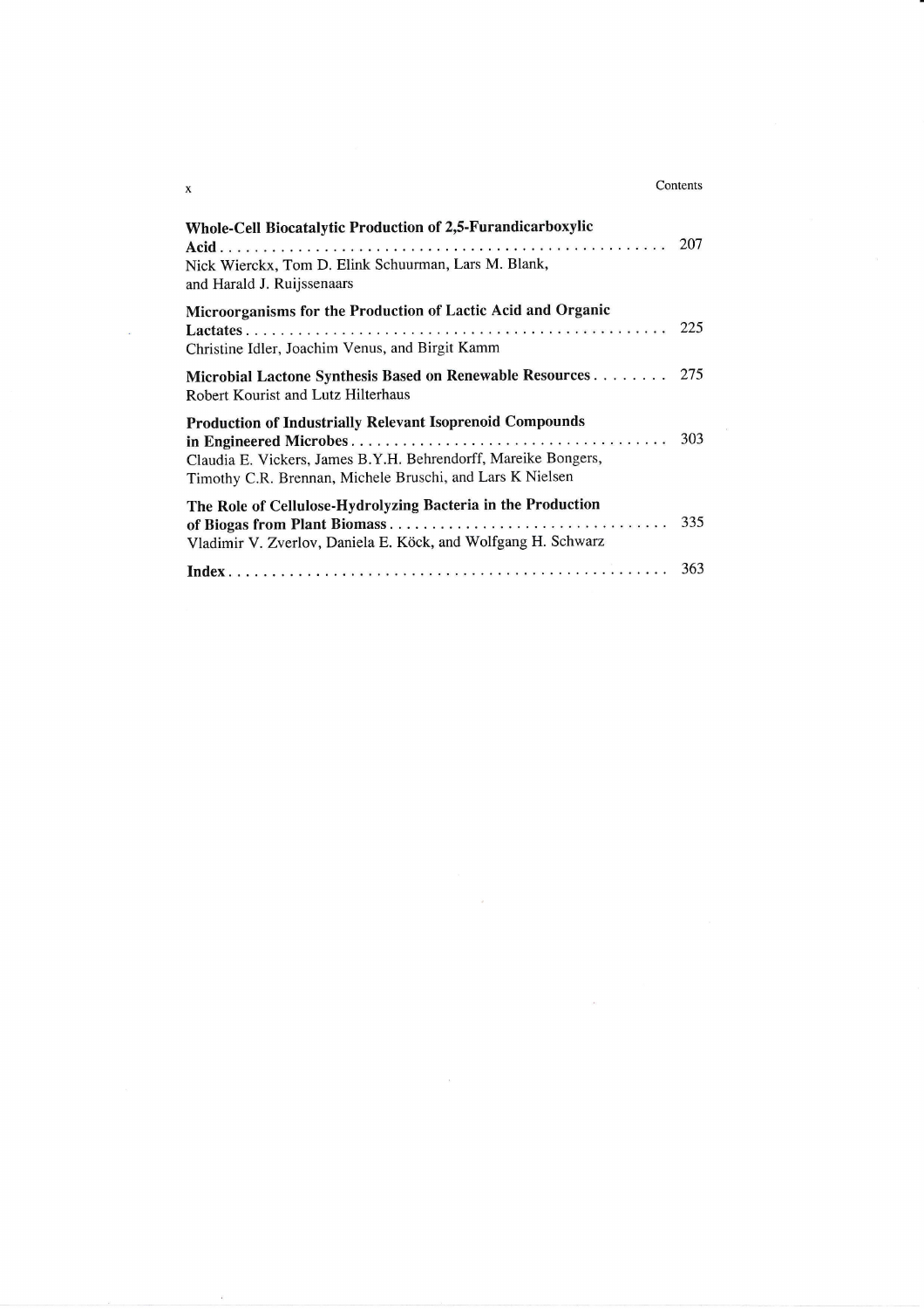**Whole-Cell Biocatalytic Production of 2,5-Furandicarboxylic Acid** . . . . . . . . . . . . . . . . . . . . . . . . . . . . . . . . . . . . . . . . . . . . . . . . . . . . . 207
Nick Wierckx, Tom D. Elink Schuurman, Lars M. Blank, and Harald J. Ruijssenaars

**Microorganisms for the Production of Lactic Acid and Organic Lactates** . . . . . . . . . . . . . . . . . . . . . . . . . . . . . . . . . . . . . . . . . . . . . . . . . 225
Christine Idler, Joachim Venus, and Birgit Kamm

**Microbial Lactone Synthesis Based on Renewable Resources** . . . . . . . . 275
Robert Kourist and Lutz Hilterhaus

**Production of Industrially Relevant Isoprenoid Compounds in Engineered Microbes** . . . . . . . . . . . . . . . . . . . . . . . . . . . . . . . . . . . . . 303
Claudia E. Vickers, James B.Y.H. Behrendorff, Mareike Bongers, Timothy C.R. Brennan, Michele Bruschi, and Lars K Nielsen

**The Role of Cellulose-Hydrolyzing Bacteria in the Production of Biogas from Plant Biomass** . . . . . . . . . . . . . . . . . . . . . . . . . . . . . . . . . 335
Vladimir V. Zverlov, Daniela E. Köck, and Wolfgang H. Schwarz

**Index** . . . . . . . . . . . . . . . . . . . . . . . . . . . . . . . . . . . . . . . . . . . . . . . . . . 363